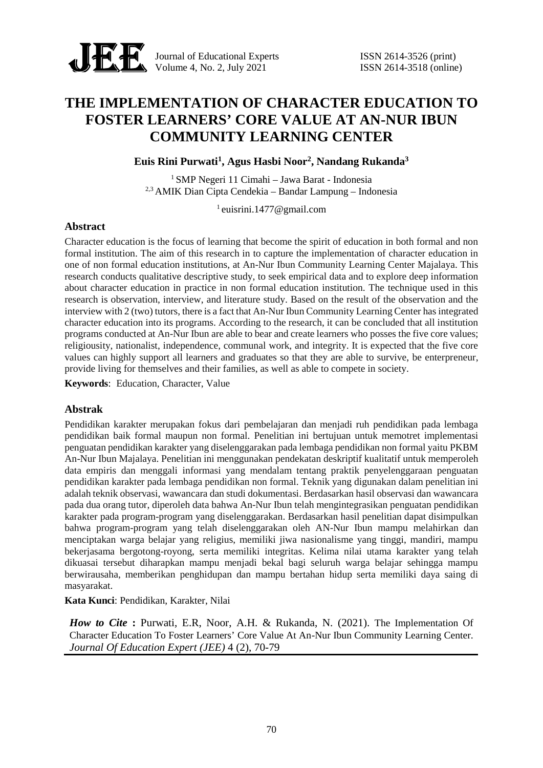# THE IMPLEMENTATION OF CHARACTER EDUCATION TO FOSTER LEARNERS' CORE VALUE AT AN-NUR IBUN COMMUNITY LEARNING CENTER

**Euis Rini Purwati[1], Agus Hasbi Noor[2], Nandang Rukanda[3]**

[1] SMP Negeri 11 Cimahi – Jawa Barat - Indonesia
[2,3] AMIK Dian Cipta Cendekia – Bandar Lampung – Indonesia

[1] euisrini.1477@gmail.com

## Abstract

Character education is the focus of learning that become the spirit of education in both formal and non formal institution. The aim of this research in to capture the implementation of character education in one of non formal education institutions, at An-Nur Ibun Community Learning Center Majalaya. This research conducts qualitative descriptive study, to seek empirical data and to explore deep information about character education in practice in non formal education institution. The technique used in this research is observation, interview, and literature study. Based on the result of the observation and the interview with 2 (two) tutors, there is a fact that An-Nur Ibun Community Learning Center has integrated character education into its programs. According to the research, it can be concluded that all institution programs conducted at An-Nur Ibun are able to bear and create learners who posses the five core values; religiousity, nationalist, independence, communal work, and integrity. It is expected that the five core values can highly support all learners and graduates so that they are able to survive, be enterpreneur, provide living for themselves and their families, as well as able to compete in society.

**Keywords**: Education, Character, Value

## Abstrak

Pendidikan karakter merupakan fokus dari pembelajaran dan menjadi ruh pendidikan pada lembaga pendidikan baik formal maupun non formal. Penelitian ini bertujuan untuk memotret implementasi penguatan pendidikan karakter yang diselenggarakan pada lembaga pendidikan non formal yaitu PKBM An-Nur Ibun Majalaya. Penelitian ini menggunakan pendekatan deskriptif kualitatif untuk memperoleh data empiris dan menggali informasi yang mendalam tentang praktik penyelenggaraan penguatan pendidikan karakter pada lembaga pendidikan non formal. Teknik yang digunakan dalam penelitian ini adalah teknik observasi, wawancara dan studi dokumentasi. Berdasarkan hasil observasi dan wawancara pada dua orang tutor, diperoleh data bahwa An-Nur Ibun telah mengintegrasikan penguatan pendidikan karakter pada program-program yang diselenggarakan. Berdasarkan hasil penelitian dapat disimpulkan bahwa program-program yang telah diselenggarakan oleh AN-Nur Ibun mampu melahirkan dan menciptakan warga belajar yang religius, memiliki jiwa nasionalisme yang tinggi, mandiri, mampu bekerjasama bergotong-royong, serta memiliki integritas. Kelima nilai utama karakter yang telah dikuasai tersebut diharapkan mampu menjadi bekal bagi seluruh warga belajar sehingga mampu berwirausaha, memberikan penghidupan dan mampu bertahan hidup serta memiliki daya saing di masyarakat.

**Kata Kunci**: Pendidikan, Karakter, Nilai

***How to Cite*** **:** Purwati, E.R, Noor, A.H. & Rukanda, N. (2021). The Implementation Of Character Education To Foster Learners' Core Value At An-Nur Ibun Community Learning Center. *Journal Of Education Expert (JEE)* 4 (2), 70-79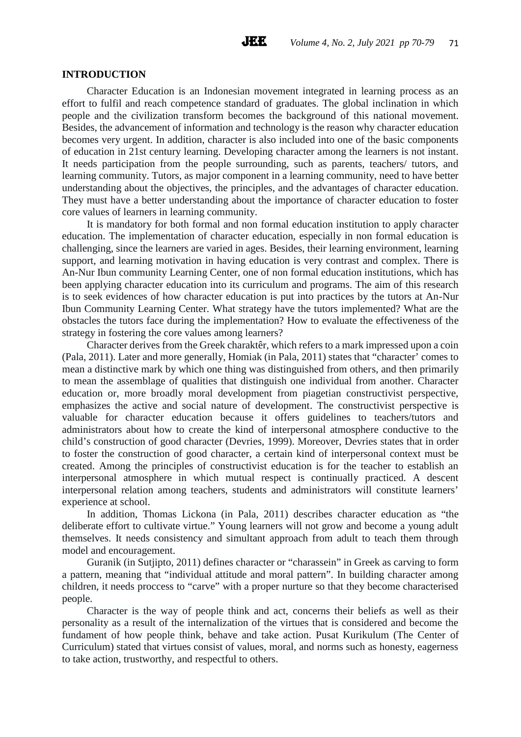## INTRODUCTION

Character Education is an Indonesian movement integrated in learning process as an effort to fulfil and reach competence standard of graduates. The global inclination in which people and the civilization transform becomes the background of this national movement. Besides, the advancement of information and technology is the reason why character education becomes very urgent. In addition, character is also included into one of the basic components of education in 21st century learning. Developing character among the learners is not instant. It needs participation from the people surrounding, such as parents, teachers/ tutors, and learning community. Tutors, as major component in a learning community, need to have better understanding about the objectives, the principles, and the advantages of character education. They must have a better understanding about the importance of character education to foster core values of learners in learning community.

It is mandatory for both formal and non formal education institution to apply character education. The implementation of character education, especially in non formal education is challenging, since the learners are varied in ages. Besides, their learning environment, learning support, and learning motivation in having education is very contrast and complex. There is An-Nur Ibun community Learning Center, one of non formal education institutions, which has been applying character education into its curriculum and programs. The aim of this research is to seek evidences of how character education is put into practices by the tutors at An-Nur Ibun Community Learning Center. What strategy have the tutors implemented? What are the obstacles the tutors face during the implementation? How to evaluate the effectiveness of the strategy in fostering the core values among learners?

Character derives from the Greek charaktêr, which refers to a mark impressed upon a coin (Pala, 2011). Later and more generally, Homiak (in Pala, 2011) states that "character' comes to mean a distinctive mark by which one thing was distinguished from others, and then primarily to mean the assemblage of qualities that distinguish one individual from another. Character education or, more broadly moral development from piagetian constructivist perspective, emphasizes the active and social nature of development. The constructivist perspective is valuable for character education because it offers guidelines to teachers/tutors and administrators about how to create the kind of interpersonal atmosphere conductive to the child's construction of good character (Devries, 1999). Moreover, Devries states that in order to foster the construction of good character, a certain kind of interpersonal context must be created. Among the principles of constructivist education is for the teacher to establish an interpersonal atmosphere in which mutual respect is continually practiced. A descent interpersonal relation among teachers, students and administrators will constitute learners' experience at school.

In addition, Thomas Lickona (in Pala, 2011) describes character education as "the deliberate effort to cultivate virtue." Young learners will not grow and become a young adult themselves. It needs consistency and simultant approach from adult to teach them through model and encouragement.

Guranik (in Sutjipto, 2011) defines character or "charassein" in Greek as carving to form a pattern, meaning that "individual attitude and moral pattern". In building character among children, it needs proccess to "carve" with a proper nurture so that they become characterised people.

Character is the way of people think and act, concerns their beliefs as well as their personality as a result of the internalization of the virtues that is considered and become the fundament of how people think, behave and take action. Pusat Kurikulum (The Center of Curriculum) stated that virtues consist of values, moral, and norms such as honesty, eagerness to take action, trustworthy, and respectful to others.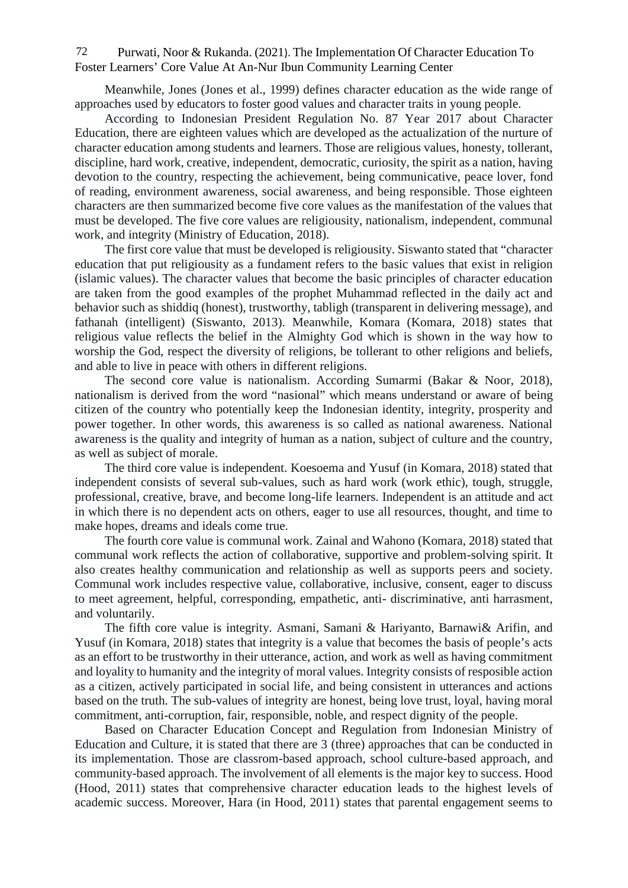Meanwhile, Jones (Jones et al., 1999) defines character education as the wide range of approaches used by educators to foster good values and character traits in young people.

According to Indonesian President Regulation No. 87 Year 2017 about Character Education, there are eighteen values which are developed as the actualization of the nurture of character education among students and learners. Those are religious values, honesty, tollerant, discipline, hard work, creative, independent, democratic, curiosity, the spirit as a nation, having devotion to the country, respecting the achievement, being communicative, peace lover, fond of reading, environment awareness, social awareness, and being responsible. Those eighteen characters are then summarized become five core values as the manifestation of the values that must be developed. The five core values are religiousity, nationalism, independent, communal work, and integrity (Ministry of Education, 2018).

The first core value that must be developed is religiousity. Siswanto stated that "character education that put religiousity as a fundament refers to the basic values that exist in religion (islamic values). The character values that become the basic principles of character education are taken from the good examples of the prophet Muhammad reflected in the daily act and behavior such as shiddiq (honest), trustworthy, tabligh (transparent in delivering message), and fathanah (intelligent) (Siswanto, 2013). Meanwhile, Komara (Komara, 2018) states that religious value reflects the belief in the Almighty God which is shown in the way how to worship the God, respect the diversity of religions, be tollerant to other religions and beliefs, and able to live in peace with others in different religions.

The second core value is nationalism. According Sumarmi (Bakar & Noor, 2018), nationalism is derived from the word "nasional" which means understand or aware of being citizen of the country who potentially keep the Indonesian identity, integrity, prosperity and power together. In other words, this awareness is so called as national awareness. National awareness is the quality and integrity of human as a nation, subject of culture and the country, as well as subject of morale.

The third core value is independent. Koesoema and Yusuf (in Komara, 2018) stated that independent consists of several sub-values, such as hard work (work ethic), tough, struggle, professional, creative, brave, and become long-life learners. Independent is an attitude and act in which there is no dependent acts on others, eager to use all resources, thought, and time to make hopes, dreams and ideals come true.

The fourth core value is communal work. Zainal and Wahono (Komara, 2018) stated that communal work reflects the action of collaborative, supportive and problem-solving spirit. It also creates healthy communication and relationship as well as supports peers and society. Communal work includes respective value, collaborative, inclusive, consent, eager to discuss to meet agreement, helpful, corresponding, empathetic, anti- discriminative, anti harrasment, and voluntarily.

The fifth core value is integrity. Asmani, Samani & Hariyanto, Barnawi& Arifin, and Yusuf (in Komara, 2018) states that integrity is a value that becomes the basis of people's acts as an effort to be trustworthy in their utterance, action, and work as well as having commitment and loyality to humanity and the integrity of moral values. Integrity consists of resposible action as a citizen, actively participated in social life, and being consistent in utterances and actions based on the truth. The sub-values of integrity are honest, being love trust, loyal, having moral commitment, anti-corruption, fair, responsible, noble, and respect dignity of the people.

Based on Character Education Concept and Regulation from Indonesian Ministry of Education and Culture, it is stated that there are 3 (three) approaches that can be conducted in its implementation. Those are classrom-based approach, school culture-based approach, and community-based approach. The involvement of all elements is the major key to success. Hood (Hood, 2011) states that comprehensive character education leads to the highest levels of academic success. Moreover, Hara (in Hood, 2011) states that parental engagement seems to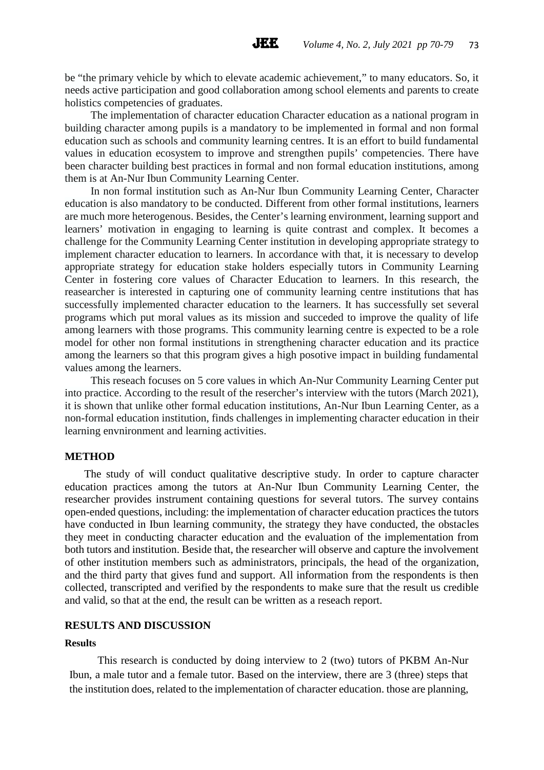be "the primary vehicle by which to elevate academic achievement," to many educators. So, it needs active participation and good collaboration among school elements and parents to create holistics competencies of graduates.

The implementation of character education Character education as a national program in building character among pupils is a mandatory to be implemented in formal and non formal education such as schools and community learning centres. It is an effort to build fundamental values in education ecosystem to improve and strengthen pupils' competencies. There have been character building best practices in formal and non formal education institutions, among them is at An-Nur Ibun Community Learning Center.

In non formal institution such as An-Nur Ibun Community Learning Center, Character education is also mandatory to be conducted. Different from other formal institutions, learners are much more heterogenous. Besides, the Center's learning environment, learning support and learners' motivation in engaging to learning is quite contrast and complex. It becomes a challenge for the Community Learning Center institution in developing appropriate strategy to implement character education to learners. In accordance with that, it is necessary to develop appropriate strategy for education stake holders especially tutors in Community Learning Center in fostering core values of Character Education to learners. In this research, the reasearcher is interested in capturing one of community learning centre institutions that has successfully implemented character education to the learners. It has successfully set several programs which put moral values as its mission and succeded to improve the quality of life among learners with those programs. This community learning centre is expected to be a role model for other non formal institutions in strengthening character education and its practice among the learners so that this program gives a high posotive impact in building fundamental values among the learners.

This reseach focuses on 5 core values in which An-Nur Community Learning Center put into practice. According to the result of the resercher's interview with the tutors (March 2021), it is shown that unlike other formal education institutions, An-Nur Ibun Learning Center, as a non-formal education institution, finds challenges in implementing character education in their learning envnironment and learning activities.

## METHOD

The study of will conduct qualitative descriptive study. In order to capture character education practices among the tutors at An-Nur Ibun Community Learning Center, the researcher provides instrument containing questions for several tutors. The survey contains open-ended questions, including: the implementation of character education practices the tutors have conducted in Ibun learning community, the strategy they have conducted, the obstacles they meet in conducting character education and the evaluation of the implementation from both tutors and institution. Beside that, the researcher will observe and capture the involvement of other institution members such as administrators, principals, the head of the organization, and the third party that gives fund and support. All information from the respondents is then collected, transcripted and verified by the respondents to make sure that the result us credible and valid, so that at the end, the result can be written as a reseach report.

## RESULTS AND DISCUSSION

### Results

This research is conducted by doing interview to 2 (two) tutors of PKBM An-Nur Ibun, a male tutor and a female tutor. Based on the interview, there are 3 (three) steps that the institution does, related to the implementation of character education. those are planning,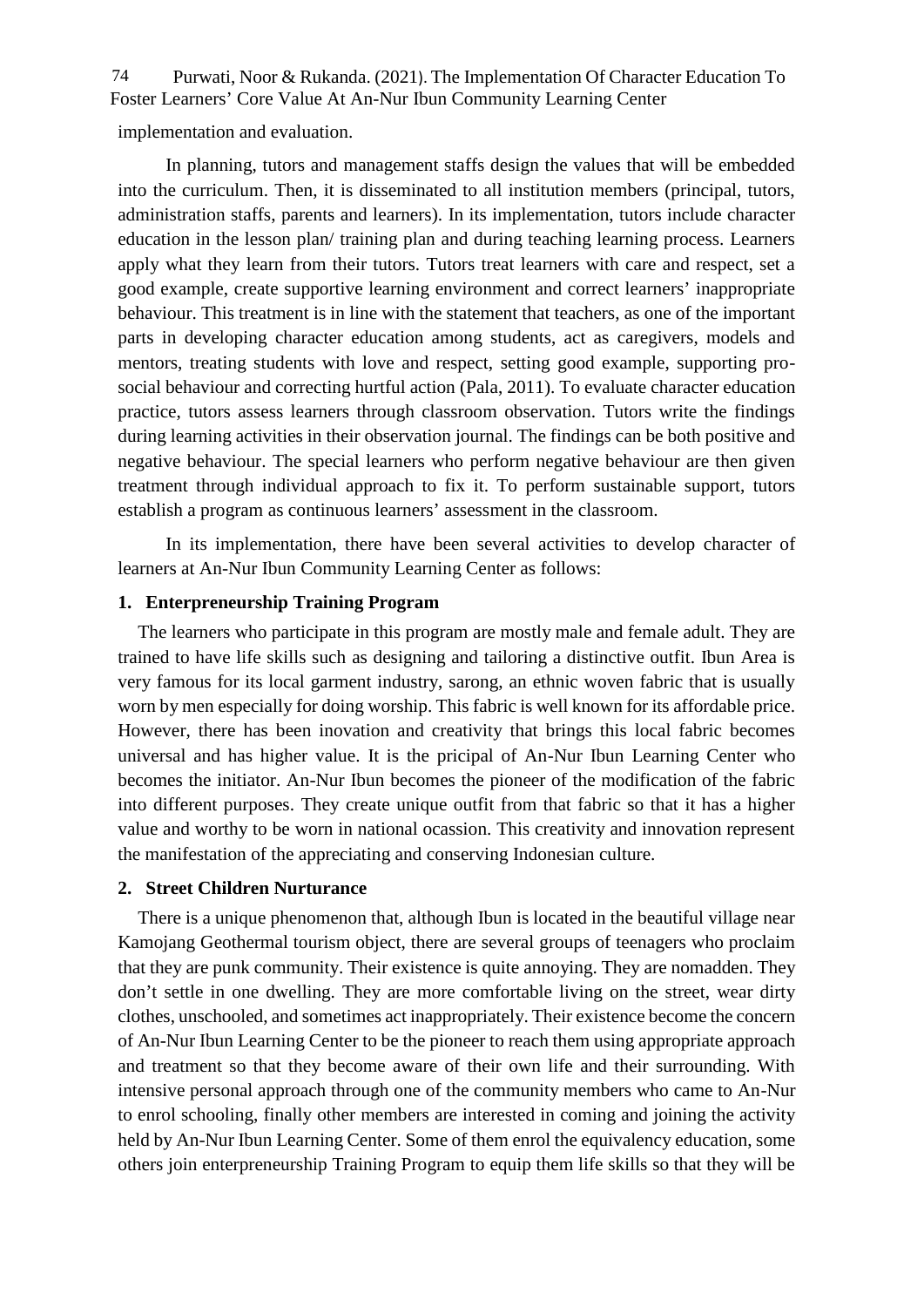implementation and evaluation.

In planning, tutors and management staffs design the values that will be embedded into the curriculum. Then, it is disseminated to all institution members (principal, tutors, administration staffs, parents and learners). In its implementation, tutors include character education in the lesson plan/ training plan and during teaching learning process. Learners apply what they learn from their tutors. Tutors treat learners with care and respect, set a good example, create supportive learning environment and correct learners' inappropriate behaviour. This treatment is in line with the statement that teachers, as one of the important parts in developing character education among students, act as caregivers, models and mentors, treating students with love and respect, setting good example, supporting pro-social behaviour and correcting hurtful action (Pala, 2011). To evaluate character education practice, tutors assess learners through classroom observation. Tutors write the findings during learning activities in their observation journal. The findings can be both positive and negative behaviour. The special learners who perform negative behaviour are then given treatment through individual approach to fix it. To perform sustainable support, tutors establish a program as continuous learners' assessment in the classroom.

In its implementation, there have been several activities to develop character of learners at An-Nur Ibun Community Learning Center as follows:

**1. Enterpreneurship Training Program**

The learners who participate in this program are mostly male and female adult. They are trained to have life skills such as designing and tailoring a distinctive outfit. Ibun Area is very famous for its local garment industry, sarong, an ethnic woven fabric that is usually worn by men especially for doing worship. This fabric is well known for its affordable price. However, there has been inovation and creativity that brings this local fabric becomes universal and has higher value. It is the pricipal of An-Nur Ibun Learning Center who becomes the initiator. An-Nur Ibun becomes the pioneer of the modification of the fabric into different purposes. They create unique outfit from that fabric so that it has a higher value and worthy to be worn in national ocassion. This creativity and innovation represent the manifestation of the appreciating and conserving Indonesian culture.

**2. Street Children Nurturance**

There is a unique phenomenon that, although Ibun is located in the beautiful village near Kamojang Geothermal tourism object, there are several groups of teenagers who proclaim that they are punk community. Their existence is quite annoying. They are nomadden. They don't settle in one dwelling. They are more comfortable living on the street, wear dirty clothes, unschooled, and sometimes act inappropriately. Their existence become the concern of An-Nur Ibun Learning Center to be the pioneer to reach them using appropriate approach and treatment so that they become aware of their own life and their surrounding. With intensive personal approach through one of the community members who came to An-Nur to enrol schooling, finally other members are interested in coming and joining the activity held by An-Nur Ibun Learning Center. Some of them enrol the equivalency education, some others join enterpreneurship Training Program to equip them life skills so that they will be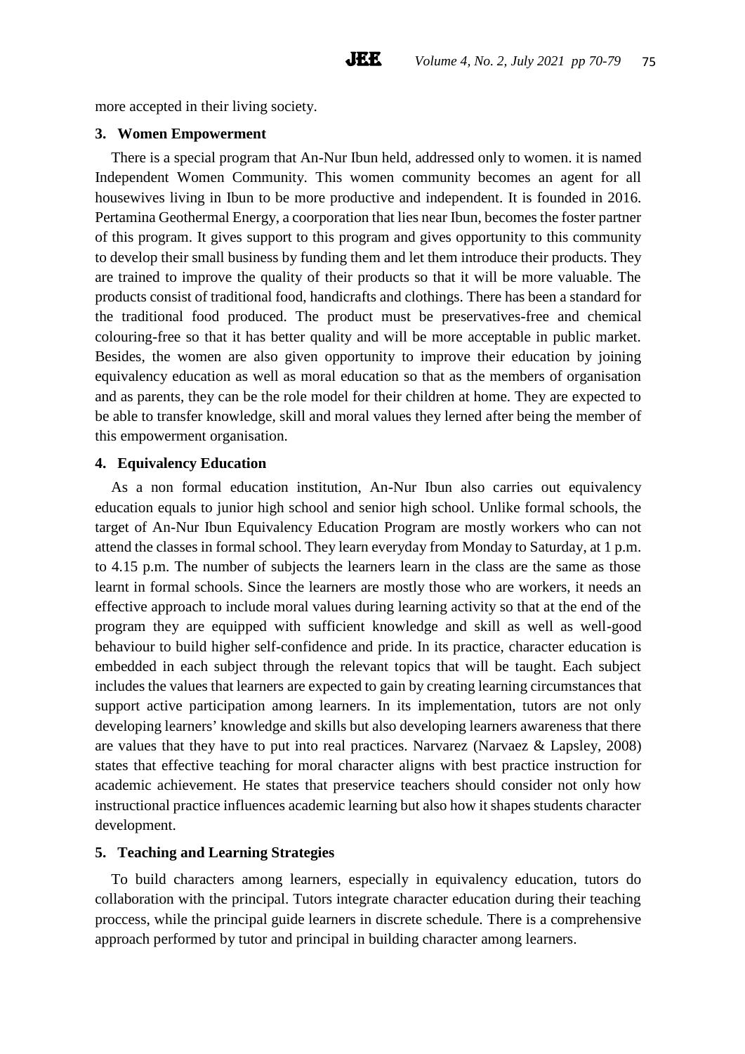more accepted in their living society.

### 3. Women Empowerment

There is a special program that An-Nur Ibun held, addressed only to women. it is named Independent Women Community. This women community becomes an agent for all housewives living in Ibun to be more productive and independent. It is founded in 2016. Pertamina Geothermal Energy, a coorporation that lies near Ibun, becomes the foster partner of this program. It gives support to this program and gives opportunity to this community to develop their small business by funding them and let them introduce their products. They are trained to improve the quality of their products so that it will be more valuable. The products consist of traditional food, handicrafts and clothings. There has been a standard for the traditional food produced. The product must be preservatives-free and chemical colouring-free so that it has better quality and will be more acceptable in public market. Besides, the women are also given opportunity to improve their education by joining equivalency education as well as moral education so that as the members of organisation and as parents, they can be the role model for their children at home. They are expected to be able to transfer knowledge, skill and moral values they lerned after being the member of this empowerment organisation.

### 4. Equivalency Education

As a non formal education institution, An-Nur Ibun also carries out equivalency education equals to junior high school and senior high school. Unlike formal schools, the target of An-Nur Ibun Equivalency Education Program are mostly workers who can not attend the classes in formal school. They learn everyday from Monday to Saturday, at 1 p.m. to 4.15 p.m. The number of subjects the learners learn in the class are the same as those learnt in formal schools. Since the learners are mostly those who are workers, it needs an effective approach to include moral values during learning activity so that at the end of the program they are equipped with sufficient knowledge and skill as well as well-good behaviour to build higher self-confidence and pride. In its practice, character education is embedded in each subject through the relevant topics that will be taught. Each subject includes the values that learners are expected to gain by creating learning circumstances that support active participation among learners. In its implementation, tutors are not only developing learners' knowledge and skills but also developing learners awareness that there are values that they have to put into real practices. Narvarez (Narvaez & Lapsley, 2008) states that effective teaching for moral character aligns with best practice instruction for academic achievement. He states that preservice teachers should consider not only how instructional practice influences academic learning but also how it shapes students character development.

### 5. Teaching and Learning Strategies

To build characters among learners, especially in equivalency education, tutors do collaboration with the principal. Tutors integrate character education during their teaching proccess, while the principal guide learners in discrete schedule. There is a comprehensive approach performed by tutor and principal in building character among learners.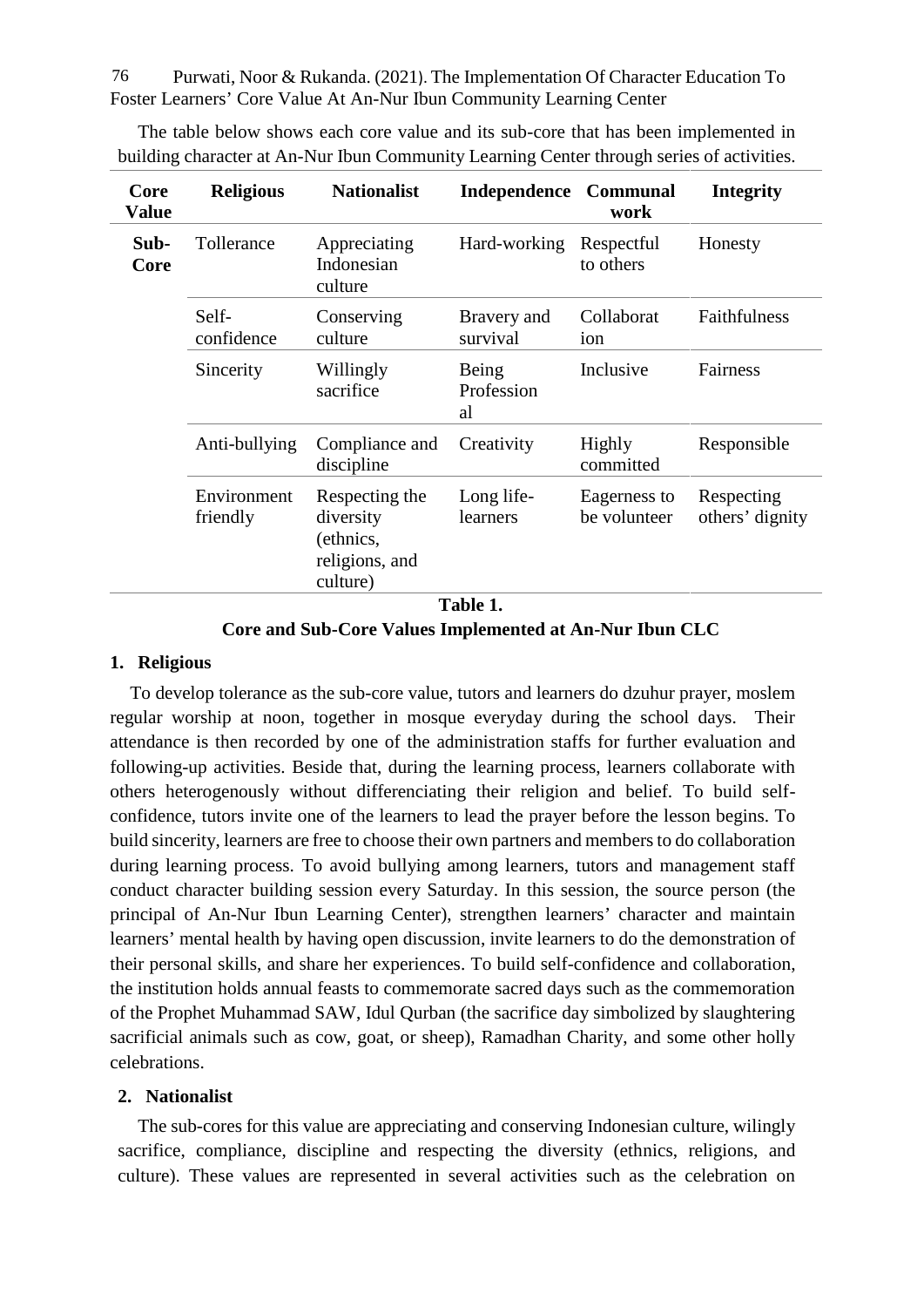The table below shows each core value and its sub-core that has been implemented in building character at An-Nur Ibun Community Learning Center through series of activities.

| Core Value | Religious | Nationalist | Independence | Communal work | Integrity |
|---|---|---|---|---|---|
| Sub-Core | Tollerance | Appreciating Indonesian culture | Hard-working | Respectful to others | Honesty |
| | Self-confidence | Conserving culture | Bravery and survival | Collaboration | Faithfulness |
| | Sincerity | Willingly sacrifice | Being Professional | Inclusive | Fairness |
| | Anti-bullying | Compliance and discipline | Creativity | Highly committed | Responsible |
| | Environment friendly | Respecting the diversity (ethnics, religions, and culture) | Long life-learners | Eagerness to be volunteer | Respecting others' dignity |

**Table 1.**

**Core and Sub-Core Values Implemented at An-Nur Ibun CLC**

**1. Religious**

To develop tolerance as the sub-core value, tutors and learners do dzuhur prayer, moslem regular worship at noon, together in mosque everyday during the school days. Their attendance is then recorded by one of the administration staffs for further evaluation and following-up activities. Beside that, during the learning process, learners collaborate with others heterogenously without differenciating their religion and belief. To build self-confidence, tutors invite one of the learners to lead the prayer before the lesson begins. To build sincerity, learners are free to choose their own partners and members to do collaboration during learning process. To avoid bullying among learners, tutors and management staff conduct character building session every Saturday. In this session, the source person (the principal of An-Nur Ibun Learning Center), strengthen learners' character and maintain learners' mental health by having open discussion, invite learners to do the demonstration of their personal skills, and share her experiences. To build self-confidence and collaboration, the institution holds annual feasts to commemorate sacred days such as the commemoration of the Prophet Muhammad SAW, Idul Qurban (the sacrifice day simbolized by slaughtering sacrificial animals such as cow, goat, or sheep), Ramadhan Charity, and some other holly celebrations.

**2. Nationalist**

The sub-cores for this value are appreciating and conserving Indonesian culture, wilingly sacrifice, compliance, discipline and respecting the diversity (ethnics, religions, and culture). These values are represented in several activities such as the celebration on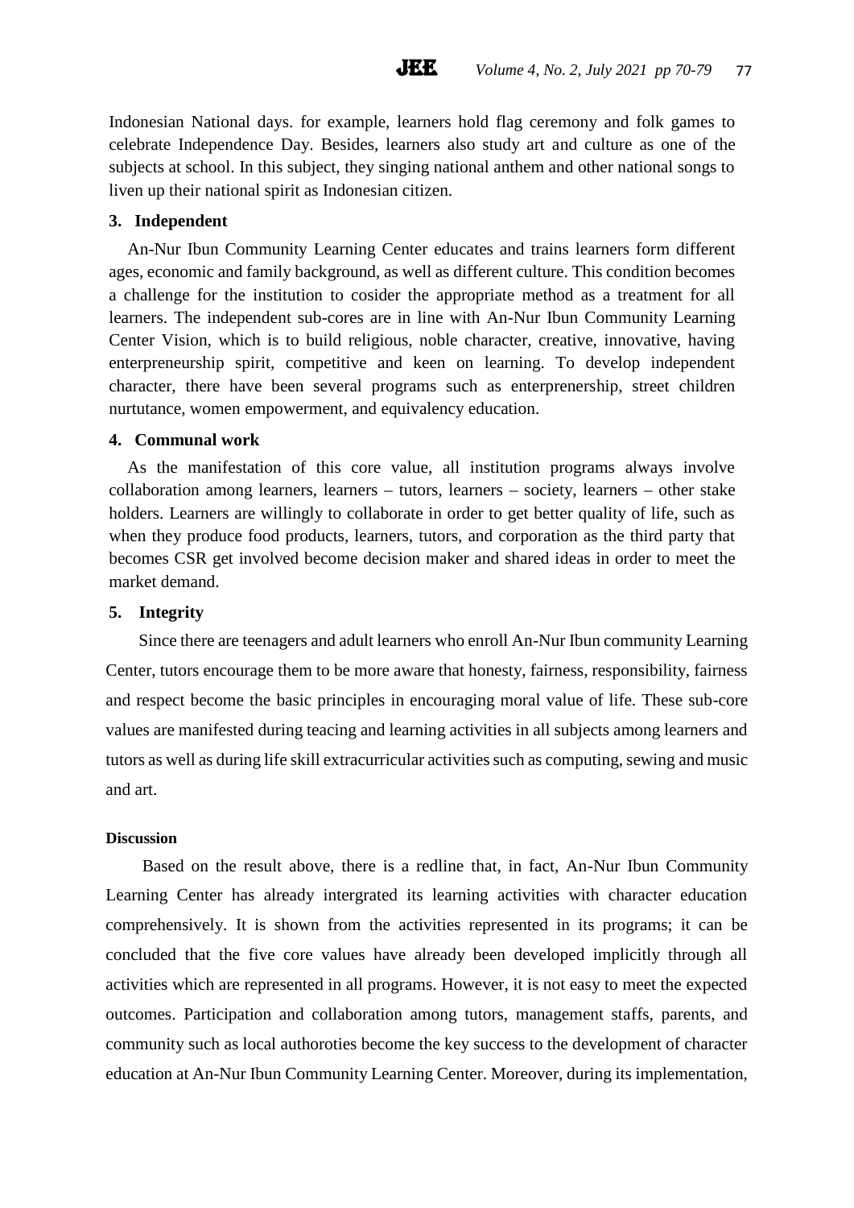Indonesian National days. for example, learners hold flag ceremony and folk games to celebrate Independence Day. Besides, learners also study art and culture as one of the subjects at school. In this subject, they singing national anthem and other national songs to liven up their national spirit as Indonesian citizen.

**3. Independent**

An-Nur Ibun Community Learning Center educates and trains learners form different ages, economic and family background, as well as different culture. This condition becomes a challenge for the institution to cosider the appropriate method as a treatment for all learners. The independent sub-cores are in line with An-Nur Ibun Community Learning Center Vision, which is to build religious, noble character, creative, innovative, having enterpreneurship spirit, competitive and keen on learning. To develop independent character, there have been several programs such as enterprenership, street children nurtutance, women empowerment, and equivalency education.

**4. Communal work**

As the manifestation of this core value, all institution programs always involve collaboration among learners, learners – tutors, learners – society, learners – other stake holders. Learners are willingly to collaborate in order to get better quality of life, such as when they produce food products, learners, tutors, and corporation as the third party that becomes CSR get involved become decision maker and shared ideas in order to meet the market demand.

**5. Integrity**

Since there are teenagers and adult learners who enroll An-Nur Ibun community Learning Center, tutors encourage them to be more aware that honesty, fairness, responsibility, fairness and respect become the basic principles in encouraging moral value of life. These sub-core values are manifested during teacing and learning activities in all subjects among learners and tutors as well as during life skill extracurricular activities such as computing, sewing and music and art.

**Discussion**

Based on the result above, there is a redline that, in fact, An-Nur Ibun Community Learning Center has already intergrated its learning activities with character education comprehensively. It is shown from the activities represented in its programs; it can be concluded that the five core values have already been developed implicitly through all activities which are represented in all programs. However, it is not easy to meet the expected outcomes. Participation and collaboration among tutors, management staffs, parents, and community such as local authoroties become the key success to the development of character education at An-Nur Ibun Community Learning Center. Moreover, during its implementation,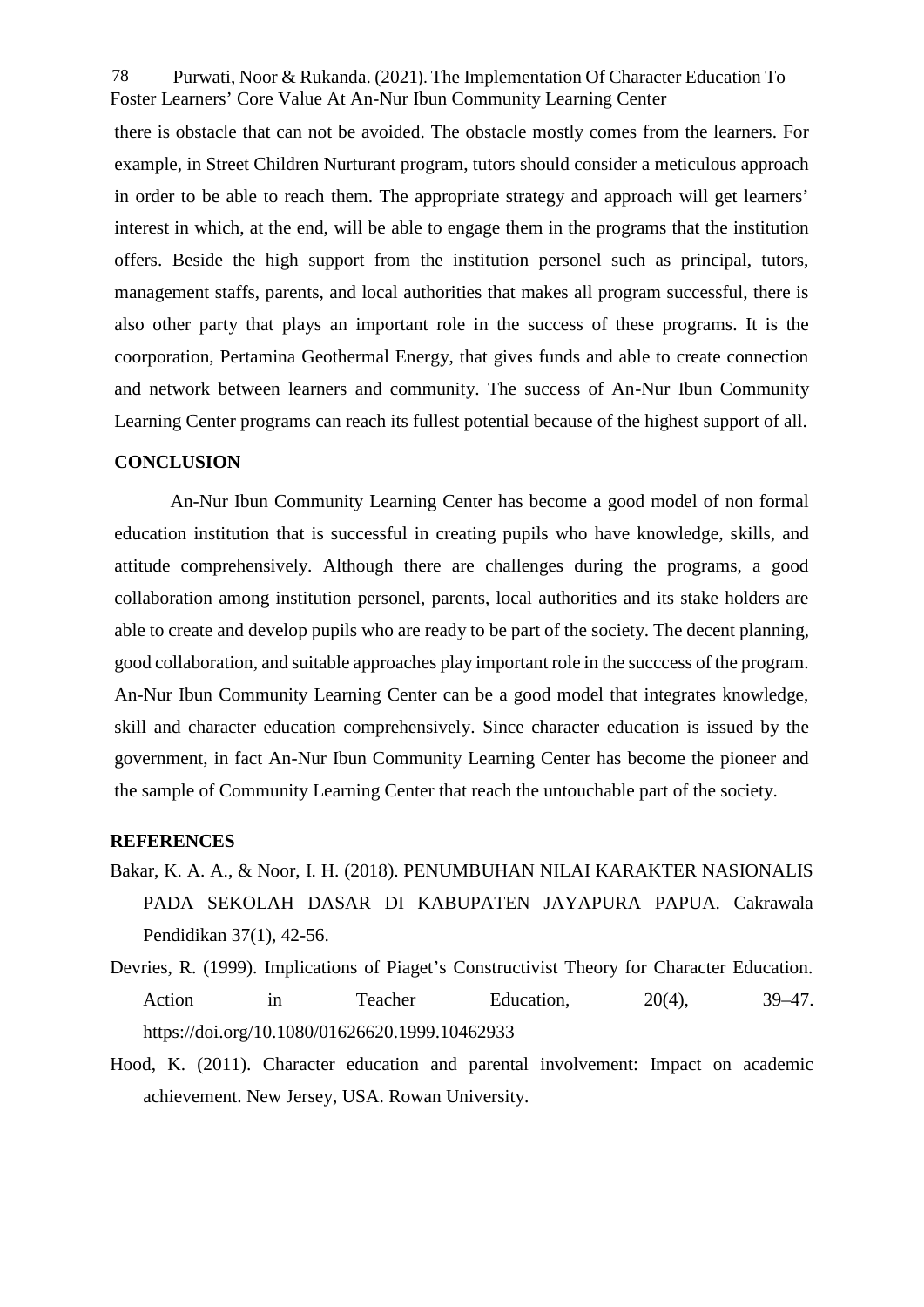there is obstacle that can not be avoided. The obstacle mostly comes from the learners. For example, in Street Children Nurturant program, tutors should consider a meticulous approach in order to be able to reach them. The appropriate strategy and approach will get learners' interest in which, at the end, will be able to engage them in the programs that the institution offers. Beside the high support from the institution personel such as principal, tutors, management staffs, parents, and local authorities that makes all program successful, there is also other party that plays an important role in the success of these programs. It is the coorporation, Pertamina Geothermal Energy, that gives funds and able to create connection and network between learners and community. The success of An-Nur Ibun Community Learning Center programs can reach its fullest potential because of the highest support of all.

## CONCLUSION

An-Nur Ibun Community Learning Center has become a good model of non formal education institution that is successful in creating pupils who have knowledge, skills, and attitude comprehensively. Although there are challenges during the programs, a good collaboration among institution personel, parents, local authorities and its stake holders are able to create and develop pupils who are ready to be part of the society. The decent planning, good collaboration, and suitable approaches play important role in the succcess of the program. An-Nur Ibun Community Learning Center can be a good model that integrates knowledge, skill and character education comprehensively. Since character education is issued by the government, in fact An-Nur Ibun Community Learning Center has become the pioneer and the sample of Community Learning Center that reach the untouchable part of the society.

## REFERENCES

Bakar, K. A. A., & Noor, I. H. (2018). PENUMBUHAN NILAI KARAKTER NASIONALIS PADA SEKOLAH DASAR DI KABUPATEN JAYAPURA PAPUA. Cakrawala Pendidikan 37(1), 42-56.

Devries, R. (1999). Implications of Piaget's Constructivist Theory for Character Education. Action in Teacher Education, 20(4), 39–47. https://doi.org/10.1080/01626620.1999.10462933

Hood, K. (2011). Character education and parental involvement: Impact on academic achievement. New Jersey, USA. Rowan University.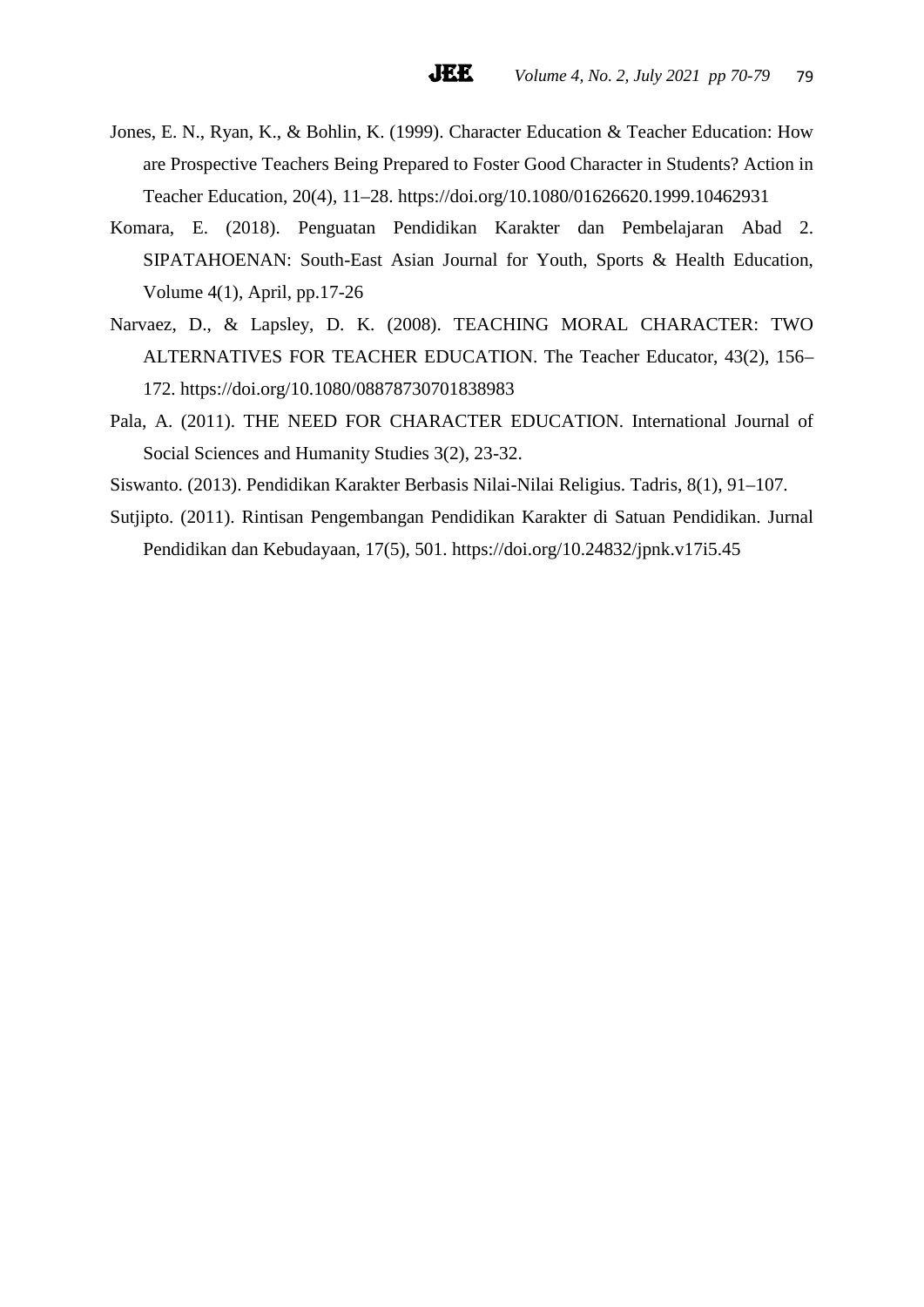Jones, E. N., Ryan, K., & Bohlin, K. (1999). Character Education & Teacher Education: How are Prospective Teachers Being Prepared to Foster Good Character in Students? Action in Teacher Education, 20(4), 11–28. https://doi.org/10.1080/01626620.1999.10462931

Komara, E. (2018). Penguatan Pendidikan Karakter dan Pembelajaran Abad 2. SIPATAHOENAN: South-East Asian Journal for Youth, Sports & Health Education, Volume 4(1), April, pp.17-26

Narvaez, D., & Lapsley, D. K. (2008). TEACHING MORAL CHARACTER: TWO ALTERNATIVES FOR TEACHER EDUCATION. The Teacher Educator, 43(2), 156–172. https://doi.org/10.1080/08878730701838983

Pala, A. (2011). THE NEED FOR CHARACTER EDUCATION. International Journal of Social Sciences and Humanity Studies 3(2), 23-32.

Siswanto. (2013). Pendidikan Karakter Berbasis Nilai-Nilai Religius. Tadris, 8(1), 91–107.

Sutjipto. (2011). Rintisan Pengembangan Pendidikan Karakter di Satuan Pendidikan. Jurnal Pendidikan dan Kebudayaan, 17(5), 501. https://doi.org/10.24832/jpnk.v17i5.45